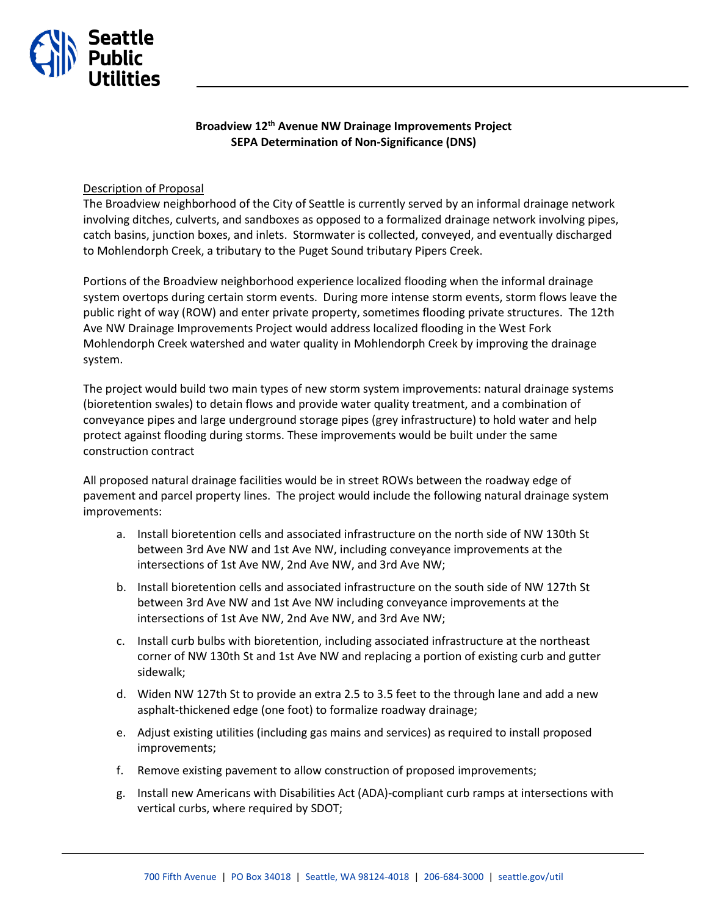**Broadview 12th Avenue NW Drainage Improvements Project**
**SEPA Determination of Non-Significance (DNS)**

Description of Proposal

The Broadview neighborhood of the City of Seattle is currently served by an informal drainage network involving ditches, culverts, and sandboxes as opposed to a formalized drainage network involving pipes, catch basins, junction boxes, and inlets. Stormwater is collected, conveyed, and eventually discharged to Mohlendorph Creek, a tributary to the Puget Sound tributary Pipers Creek.

Portions of the Broadview neighborhood experience localized flooding when the informal drainage system overtops during certain storm events. During more intense storm events, storm flows leave the public right of way (ROW) and enter private property, sometimes flooding private structures. The 12th Ave NW Drainage Improvements Project would address localized flooding in the West Fork Mohlendorph Creek watershed and water quality in Mohlendorph Creek by improving the drainage system.

The project would build two main types of new storm system improvements: natural drainage systems (bioretention swales) to detain flows and provide water quality treatment, and a combination of conveyance pipes and large underground storage pipes (grey infrastructure) to hold water and help protect against flooding during storms. These improvements would be built under the same construction contract

All proposed natural drainage facilities would be in street ROWs between the roadway edge of pavement and parcel property lines. The project would include the following natural drainage system improvements:

a. Install bioretention cells and associated infrastructure on the north side of NW 130th St between 3rd Ave NW and 1st Ave NW, including conveyance improvements at the intersections of 1st Ave NW, 2nd Ave NW, and 3rd Ave NW;

b. Install bioretention cells and associated infrastructure on the south side of NW 127th St between 3rd Ave NW and 1st Ave NW including conveyance improvements at the intersections of 1st Ave NW, 2nd Ave NW, and 3rd Ave NW;

c. Install curb bulbs with bioretention, including associated infrastructure at the northeast corner of NW 130th St and 1st Ave NW and replacing a portion of existing curb and gutter sidewalk;

d. Widen NW 127th St to provide an extra 2.5 to 3.5 feet to the through lane and add a new asphalt-thickened edge (one foot) to formalize roadway drainage;

e. Adjust existing utilities (including gas mains and services) as required to install proposed improvements;

f. Remove existing pavement to allow construction of proposed improvements;

g. Install new Americans with Disabilities Act (ADA)-compliant curb ramps at intersections with vertical curbs, where required by SDOT;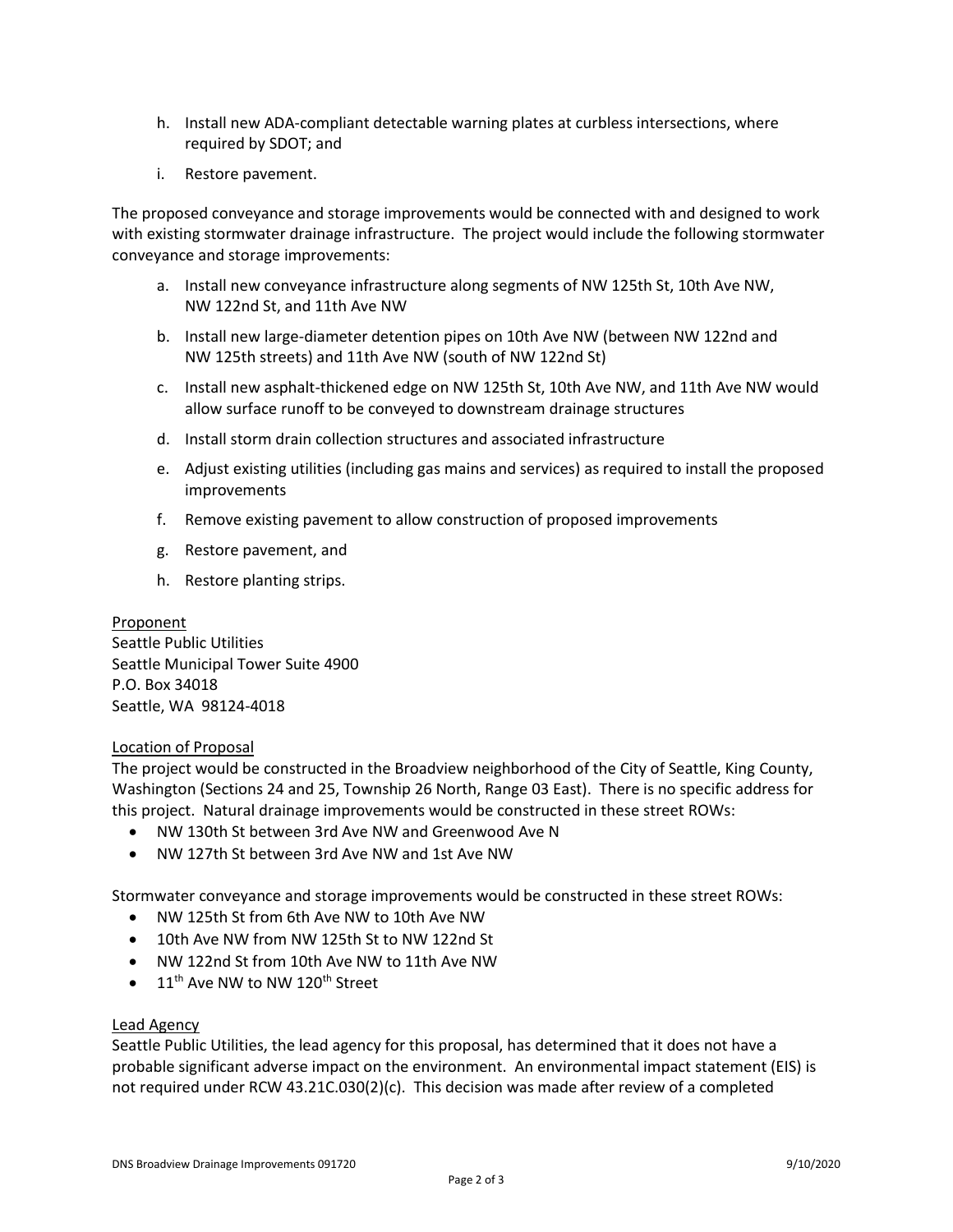h. Install new ADA-compliant detectable warning plates at curbless intersections, where required by SDOT; and

i. Restore pavement.

The proposed conveyance and storage improvements would be connected with and designed to work with existing stormwater drainage infrastructure. The project would include the following stormwater conveyance and storage improvements:

a. Install new conveyance infrastructure along segments of NW 125th St, 10th Ave NW, NW 122nd St, and 11th Ave NW

b. Install new large-diameter detention pipes on 10th Ave NW (between NW 122nd and NW 125th streets) and 11th Ave NW (south of NW 122nd St)

c. Install new asphalt-thickened edge on NW 125th St, 10th Ave NW, and 11th Ave NW would allow surface runoff to be conveyed to downstream drainage structures

d. Install storm drain collection structures and associated infrastructure

e. Adjust existing utilities (including gas mains and services) as required to install the proposed improvements

f. Remove existing pavement to allow construction of proposed improvements

g. Restore pavement, and

h. Restore planting strips.

Proponent

Seattle Public Utilities
Seattle Municipal Tower Suite 4900
P.O. Box 34018
Seattle, WA 98124-4018

Location of Proposal

The project would be constructed in the Broadview neighborhood of the City of Seattle, King County, Washington (Sections 24 and 25, Township 26 North, Range 03 East). There is no specific address for this project. Natural drainage improvements would be constructed in these street ROWs:

- NW 130th St between 3rd Ave NW and Greenwood Ave N
- NW 127th St between 3rd Ave NW and 1st Ave NW

Stormwater conveyance and storage improvements would be constructed in these street ROWs:

- NW 125th St from 6th Ave NW to 10th Ave NW
- 10th Ave NW from NW 125th St to NW 122nd St
- NW 122nd St from 10th Ave NW to 11th Ave NW
- 11th Ave NW to NW 120th Street

Lead Agency

Seattle Public Utilities, the lead agency for this proposal, has determined that it does not have a probable significant adverse impact on the environment. An environmental impact statement (EIS) is not required under RCW 43.21C.030(2)(c). This decision was made after review of a completed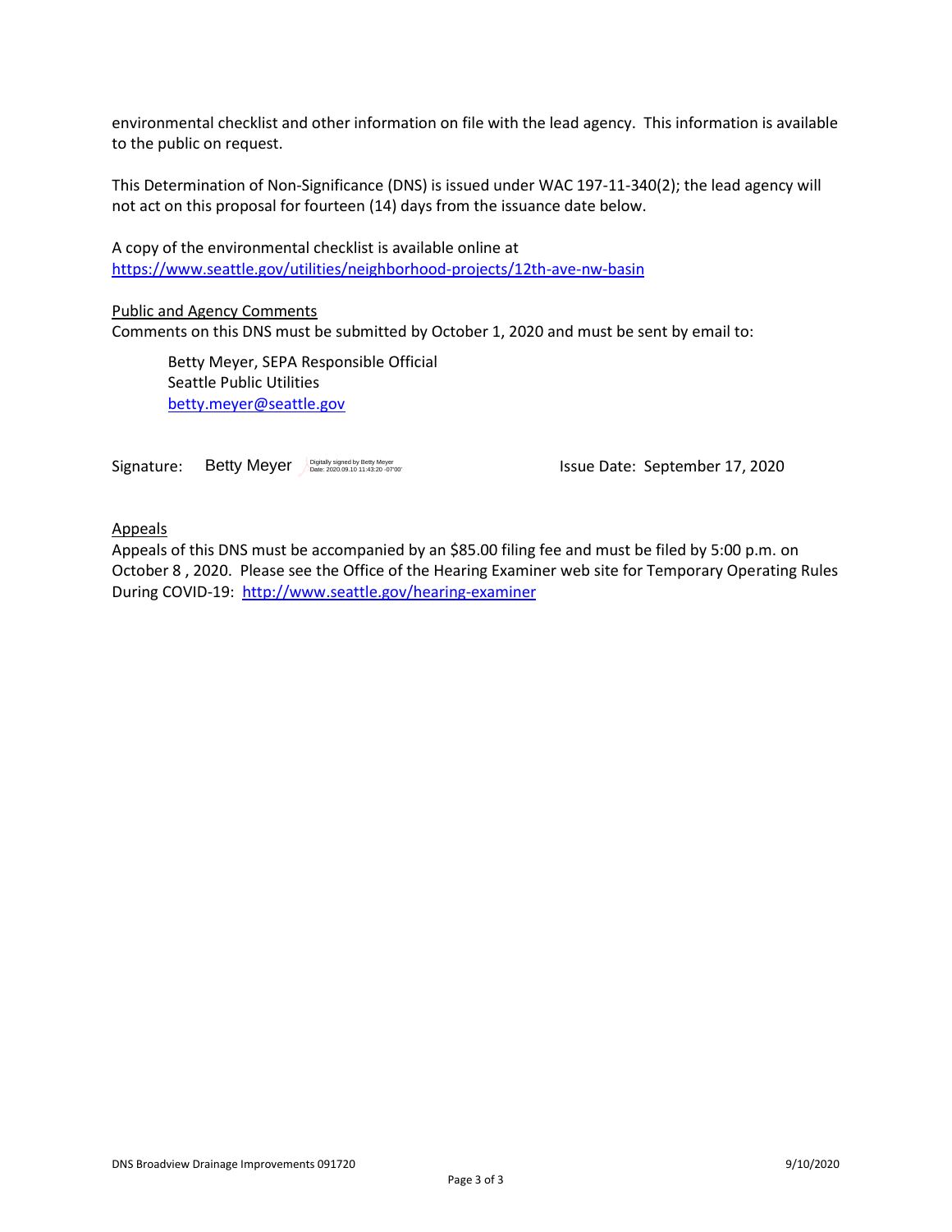environmental checklist and other information on file with the lead agency. This information is available to the public on request.

This Determination of Non-Significance (DNS) is issued under WAC 197-11-340(2); the lead agency will not act on this proposal for fourteen (14) days from the issuance date below.

A copy of the environmental checklist is available online at https://www.seattle.gov/utilities/neighborhood-projects/12th-ave-nw-basin

Public and Agency Comments

Comments on this DNS must be submitted by October 1, 2020 and must be sent by email to:

> Betty Meyer, SEPA Responsible Official
> Seattle Public Utilities
> betty.meyer@seattle.gov

Signature: Betty Meyer Digitally signed by Betty Meyer Date: 2020.09.10 11:43:20 -07'00' Issue Date: September 17, 2020

Appeals

Appeals of this DNS must be accompanied by an $85.00 filing fee and must be filed by 5:00 p.m. on October 8 , 2020. Please see the Office of the Hearing Examiner web site for Temporary Operating Rules During COVID-19: http://www.seattle.gov/hearing-examiner